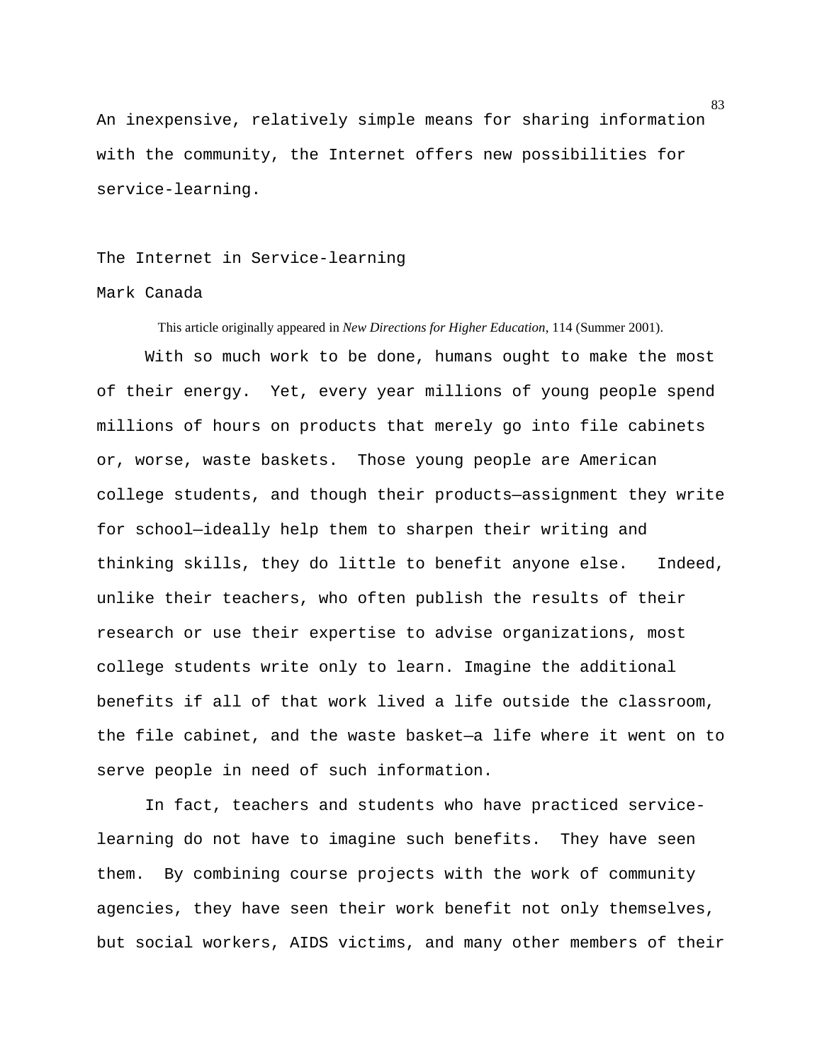An inexpensive, relatively simple means for sharing information with the community, the Internet offers new possibilities for service-learning.

# The Internet in Service-learning

Mark Canada

This article originally appeared in *New Directions for Higher Education*, 114 (Summer 2001).

With so much work to be done, humans ought to make the most of their energy. Yet, every year millions of young people spend millions of hours on products that merely go into file cabinets or, worse, waste baskets. Those young people are American college students, and though their products—assignment they write for school—ideally help them to sharpen their writing and thinking skills, they do little to benefit anyone else. Indeed, unlike their teachers, who often publish the results of their research or use their expertise to advise organizations, most college students write only to learn. Imagine the additional benefits if all of that work lived a life outside the classroom, the file cabinet, and the waste basket—a life where it went on to serve people in need of such information.

In fact, teachers and students who have practiced service-learning do not have to imagine such benefits. They have seen them. By combining course projects with the work of community agencies, they have seen their work benefit not only themselves, but social workers, AIDS victims, and many other members of their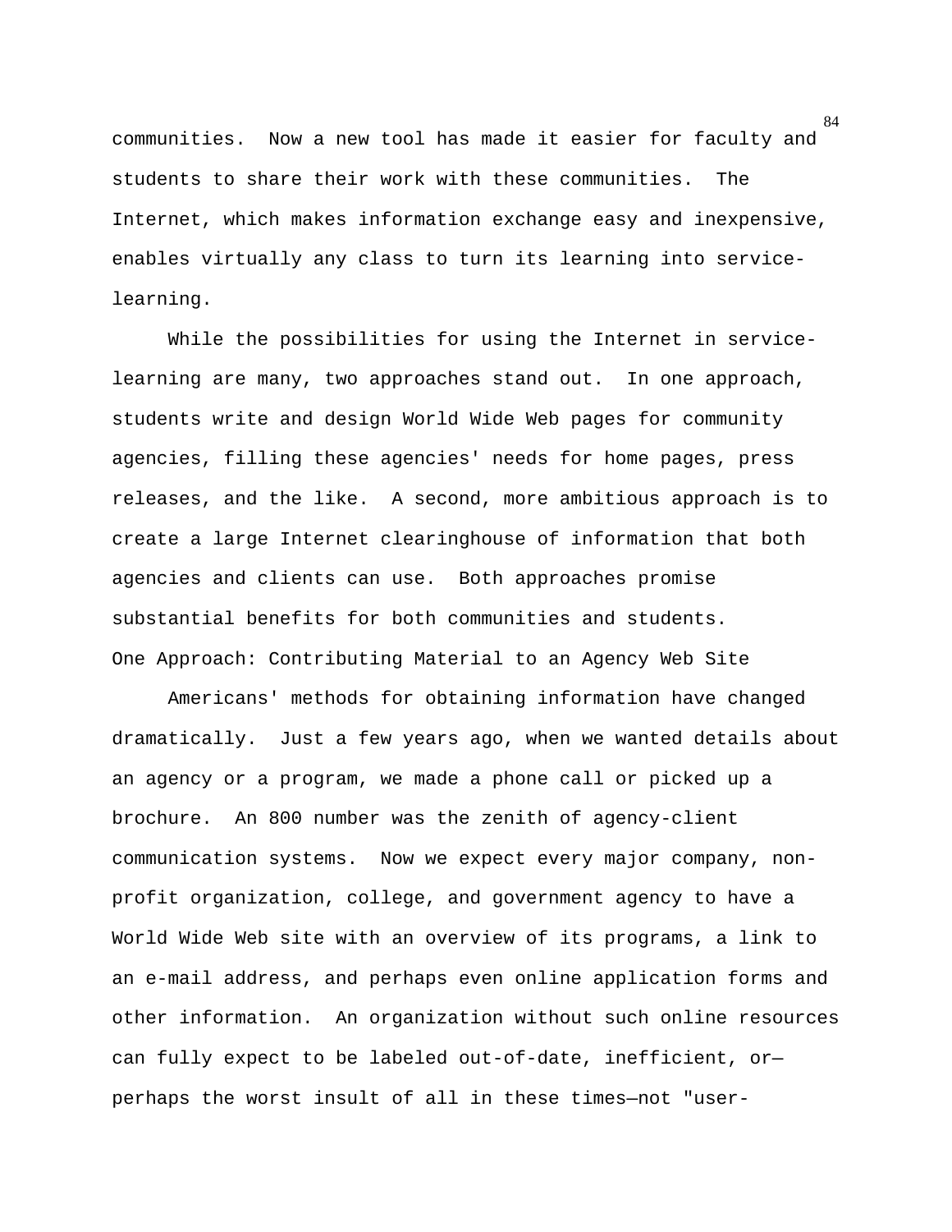communities. Now a new tool has made it easier for faculty and students to share their work with these communities. The Internet, which makes information exchange easy and inexpensive, enables virtually any class to turn its learning into service-learning.

While the possibilities for using the Internet in service-learning are many, two approaches stand out. In one approach, students write and design World Wide Web pages for community agencies, filling these agencies' needs for home pages, press releases, and the like. A second, more ambitious approach is to create a large Internet clearinghouse of information that both agencies and clients can use. Both approaches promise substantial benefits for both communities and students.

## One Approach: Contributing Material to an Agency Web Site

Americans' methods for obtaining information have changed dramatically. Just a few years ago, when we wanted details about an agency or a program, we made a phone call or picked up a brochure. An 800 number was the zenith of agency-client communication systems. Now we expect every major company, non-profit organization, college, and government agency to have a World Wide Web site with an overview of its programs, a link to an e-mail address, and perhaps even online application forms and other information. An organization without such online resources can fully expect to be labeled out-of-date, inefficient, or—perhaps the worst insult of all in these times—not "user-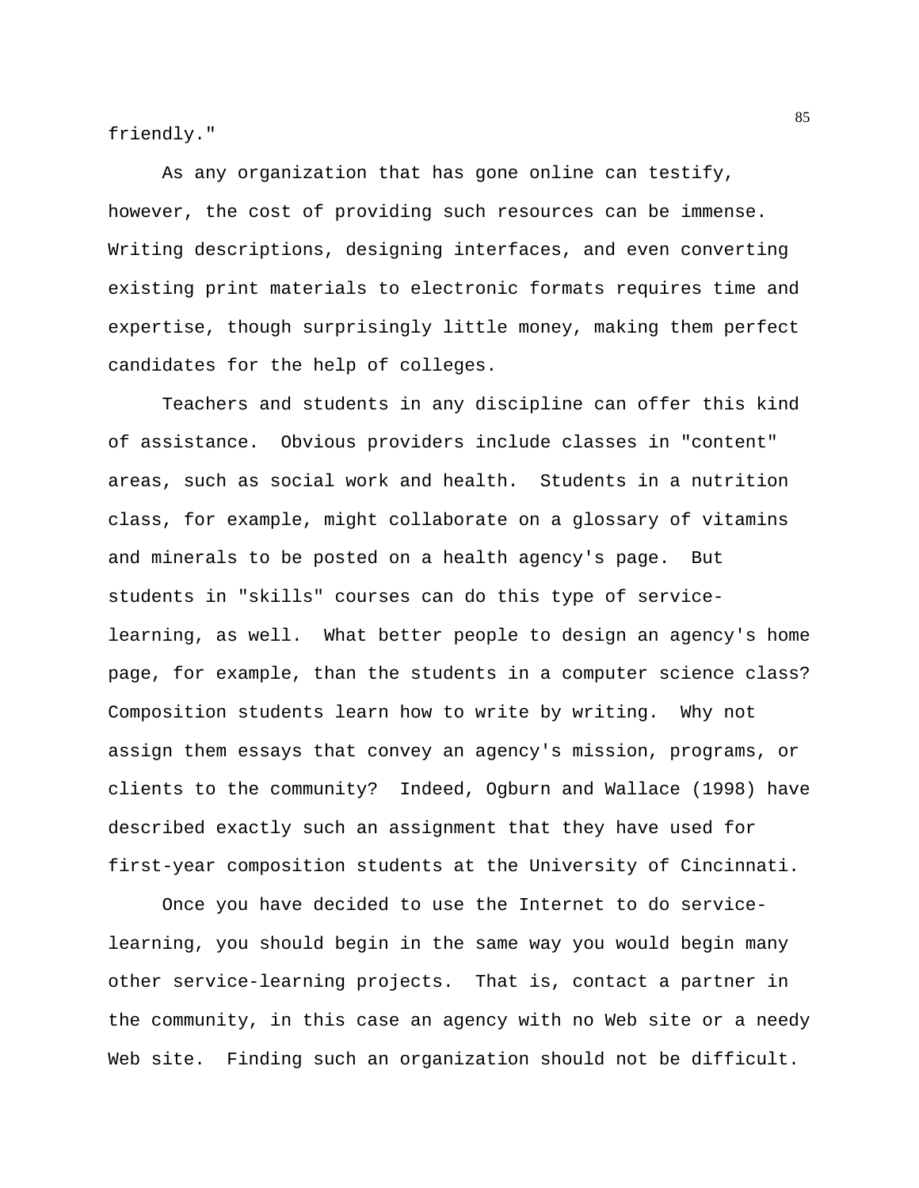friendly."

As any organization that has gone online can testify, however, the cost of providing such resources can be immense. Writing descriptions, designing interfaces, and even converting existing print materials to electronic formats requires time and expertise, though surprisingly little money, making them perfect candidates for the help of colleges.

Teachers and students in any discipline can offer this kind of assistance. Obvious providers include classes in "content" areas, such as social work and health. Students in a nutrition class, for example, might collaborate on a glossary of vitamins and minerals to be posted on a health agency's page. But students in "skills" courses can do this type of service-learning, as well. What better people to design an agency's home page, for example, than the students in a computer science class? Composition students learn how to write by writing. Why not assign them essays that convey an agency's mission, programs, or clients to the community? Indeed, Ogburn and Wallace (1998) have described exactly such an assignment that they have used for first-year composition students at the University of Cincinnati.

Once you have decided to use the Internet to do service-learning, you should begin in the same way you would begin many other service-learning projects. That is, contact a partner in the community, in this case an agency with no Web site or a needy Web site. Finding such an organization should not be difficult.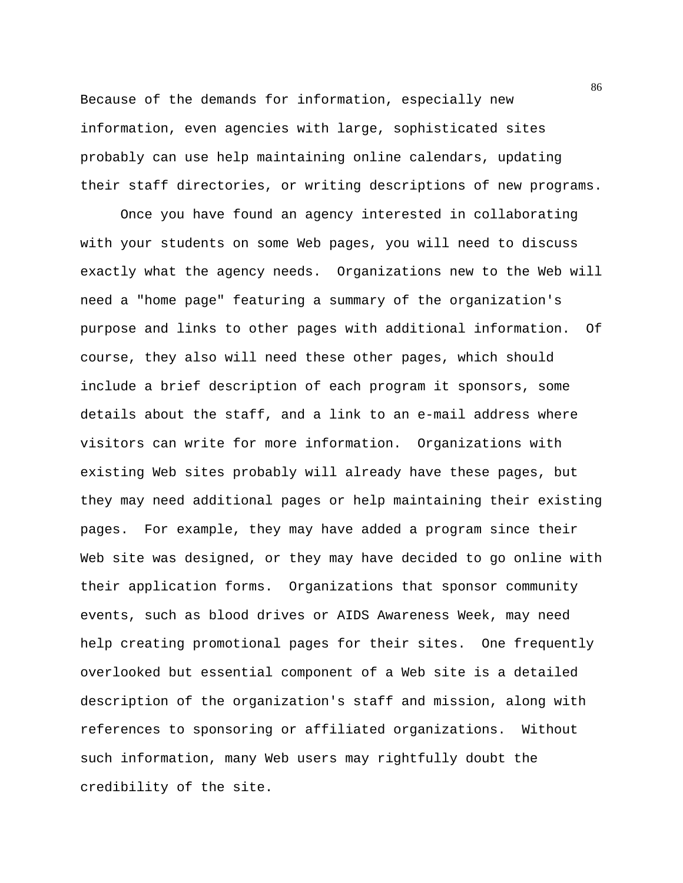Because of the demands for information, especially new information, even agencies with large, sophisticated sites probably can use help maintaining online calendars, updating their staff directories, or writing descriptions of new programs.

Once you have found an agency interested in collaborating with your students on some Web pages, you will need to discuss exactly what the agency needs. Organizations new to the Web will need a "home page" featuring a summary of the organization's purpose and links to other pages with additional information. Of course, they also will need these other pages, which should include a brief description of each program it sponsors, some details about the staff, and a link to an e-mail address where visitors can write for more information. Organizations with existing Web sites probably will already have these pages, but they may need additional pages or help maintaining their existing pages. For example, they may have added a program since their Web site was designed, or they may have decided to go online with their application forms. Organizations that sponsor community events, such as blood drives or AIDS Awareness Week, may need help creating promotional pages for their sites. One frequently overlooked but essential component of a Web site is a detailed description of the organization's staff and mission, along with references to sponsoring or affiliated organizations. Without such information, many Web users may rightfully doubt the credibility of the site.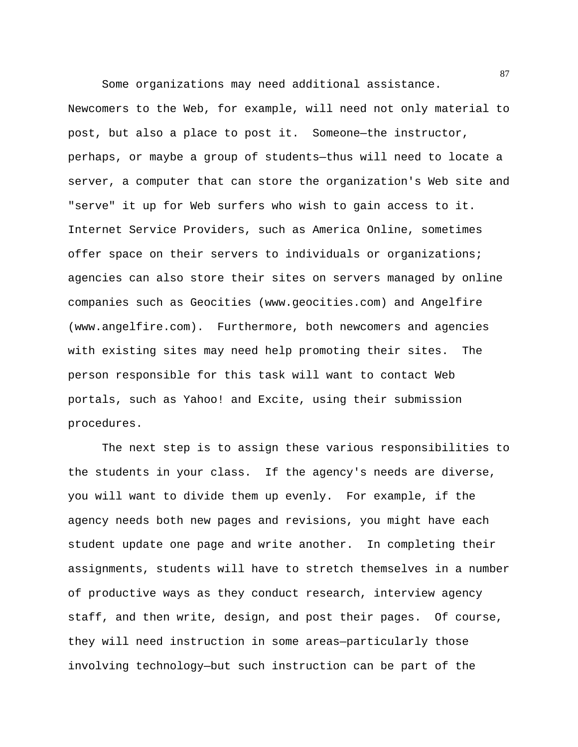Some organizations may need additional assistance. Newcomers to the Web, for example, will need not only material to post, but also a place to post it. Someone—the instructor, perhaps, or maybe a group of students—thus will need to locate a server, a computer that can store the organization's Web site and "serve" it up for Web surfers who wish to gain access to it. Internet Service Providers, such as America Online, sometimes offer space on their servers to individuals or organizations; agencies can also store their sites on servers managed by online companies such as Geocities (www.geocities.com) and Angelfire (www.angelfire.com). Furthermore, both newcomers and agencies with existing sites may need help promoting their sites. The person responsible for this task will want to contact Web portals, such as Yahoo! and Excite, using their submission procedures.

The next step is to assign these various responsibilities to the students in your class. If the agency's needs are diverse, you will want to divide them up evenly. For example, if the agency needs both new pages and revisions, you might have each student update one page and write another. In completing their assignments, students will have to stretch themselves in a number of productive ways as they conduct research, interview agency staff, and then write, design, and post their pages. Of course, they will need instruction in some areas—particularly those involving technology—but such instruction can be part of the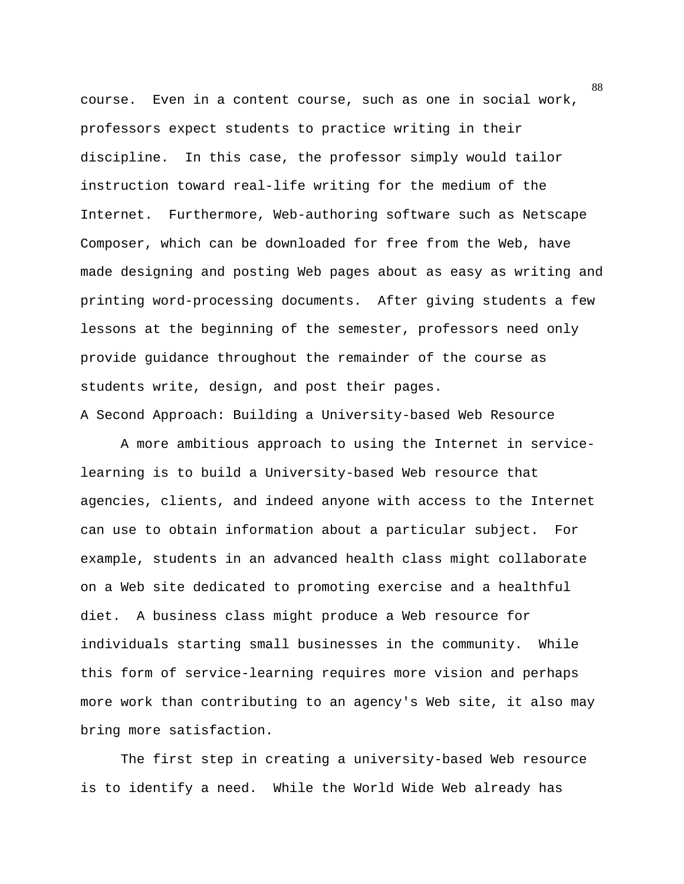course. Even in a content course, such as one in social work, professors expect students to practice writing in their discipline. In this case, the professor simply would tailor instruction toward real-life writing for the medium of the Internet. Furthermore, Web-authoring software such as Netscape Composer, which can be downloaded for free from the Web, have made designing and posting Web pages about as easy as writing and printing word-processing documents. After giving students a few lessons at the beginning of the semester, professors need only provide guidance throughout the remainder of the course as students write, design, and post their pages.

## A Second Approach: Building a University-based Web Resource

A more ambitious approach to using the Internet in service-learning is to build a University-based Web resource that agencies, clients, and indeed anyone with access to the Internet can use to obtain information about a particular subject. For example, students in an advanced health class might collaborate on a Web site dedicated to promoting exercise and a healthful diet. A business class might produce a Web resource for individuals starting small businesses in the community. While this form of service-learning requires more vision and perhaps more work than contributing to an agency's Web site, it also may bring more satisfaction.

The first step in creating a university-based Web resource is to identify a need. While the World Wide Web already has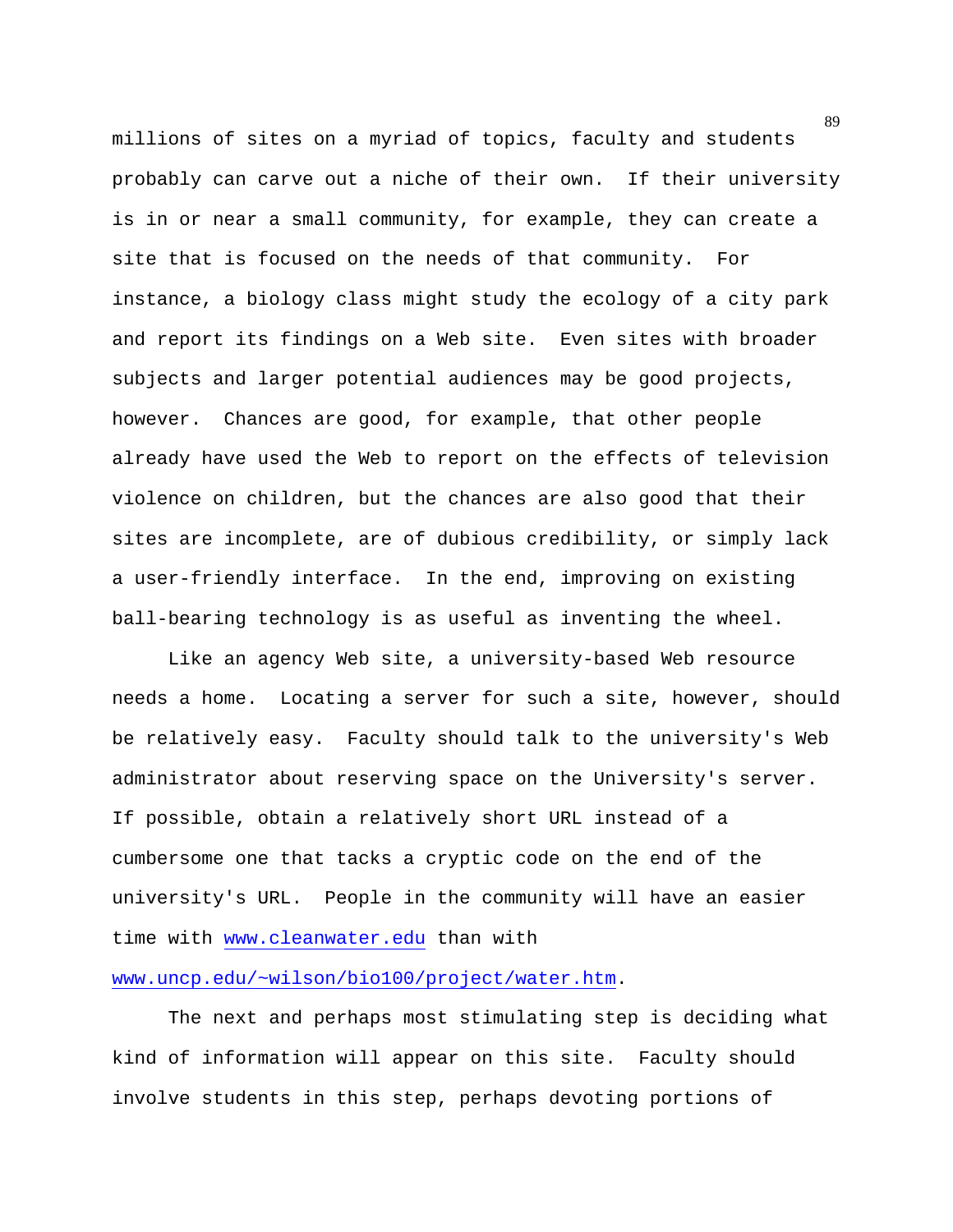millions of sites on a myriad of topics, faculty and students probably can carve out a niche of their own. If their university is in or near a small community, for example, they can create a site that is focused on the needs of that community. For instance, a biology class might study the ecology of a city park and report its findings on a Web site. Even sites with broader subjects and larger potential audiences may be good projects, however. Chances are good, for example, that other people already have used the Web to report on the effects of television violence on children, but the chances are also good that their sites are incomplete, are of dubious credibility, or simply lack a user-friendly interface. In the end, improving on existing ball-bearing technology is as useful as inventing the wheel.

Like an agency Web site, a university-based Web resource needs a home. Locating a server for such a site, however, should be relatively easy. Faculty should talk to the university's Web administrator about reserving space on the University's server. If possible, obtain a relatively short URL instead of a cumbersome one that tacks a cryptic code on the end of the university's URL. People in the community will have an easier time with www.cleanwater.edu than with www.uncp.edu/~wilson/bio100/project/water.htm.

The next and perhaps most stimulating step is deciding what kind of information will appear on this site. Faculty should involve students in this step, perhaps devoting portions of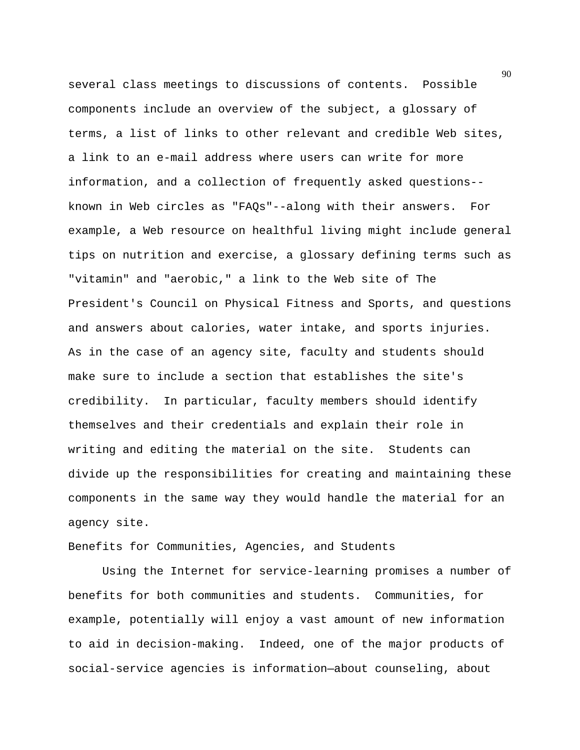several class meetings to discussions of contents. Possible components include an overview of the subject, a glossary of terms, a list of links to other relevant and credible Web sites, a link to an e-mail address where users can write for more information, and a collection of frequently asked questions--known in Web circles as "FAQs"--along with their answers. For example, a Web resource on healthful living might include general tips on nutrition and exercise, a glossary defining terms such as "vitamin" and "aerobic," a link to the Web site of The President's Council on Physical Fitness and Sports, and questions and answers about calories, water intake, and sports injuries. As in the case of an agency site, faculty and students should make sure to include a section that establishes the site's credibility. In particular, faculty members should identify themselves and their credentials and explain their role in writing and editing the material on the site. Students can divide up the responsibilities for creating and maintaining these components in the same way they would handle the material for an agency site.

## Benefits for Communities, Agencies, and Students

Using the Internet for service-learning promises a number of benefits for both communities and students. Communities, for example, potentially will enjoy a vast amount of new information to aid in decision-making. Indeed, one of the major products of social-service agencies is information—about counseling, about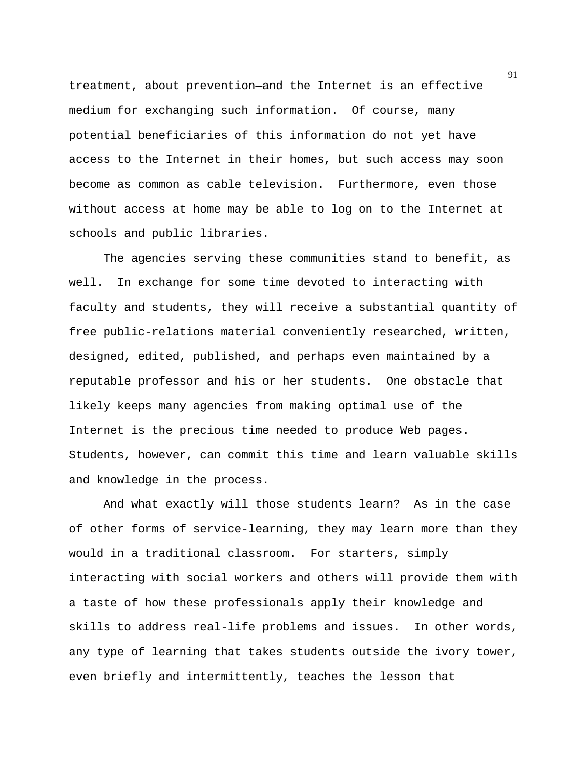treatment, about prevention—and the Internet is an effective medium for exchanging such information. Of course, many potential beneficiaries of this information do not yet have access to the Internet in their homes, but such access may soon become as common as cable television. Furthermore, even those without access at home may be able to log on to the Internet at schools and public libraries.

The agencies serving these communities stand to benefit, as well. In exchange for some time devoted to interacting with faculty and students, they will receive a substantial quantity of free public-relations material conveniently researched, written, designed, edited, published, and perhaps even maintained by a reputable professor and his or her students. One obstacle that likely keeps many agencies from making optimal use of the Internet is the precious time needed to produce Web pages. Students, however, can commit this time and learn valuable skills and knowledge in the process.

And what exactly will those students learn? As in the case of other forms of service-learning, they may learn more than they would in a traditional classroom. For starters, simply interacting with social workers and others will provide them with a taste of how these professionals apply their knowledge and skills to address real-life problems and issues. In other words, any type of learning that takes students outside the ivory tower, even briefly and intermittently, teaches the lesson that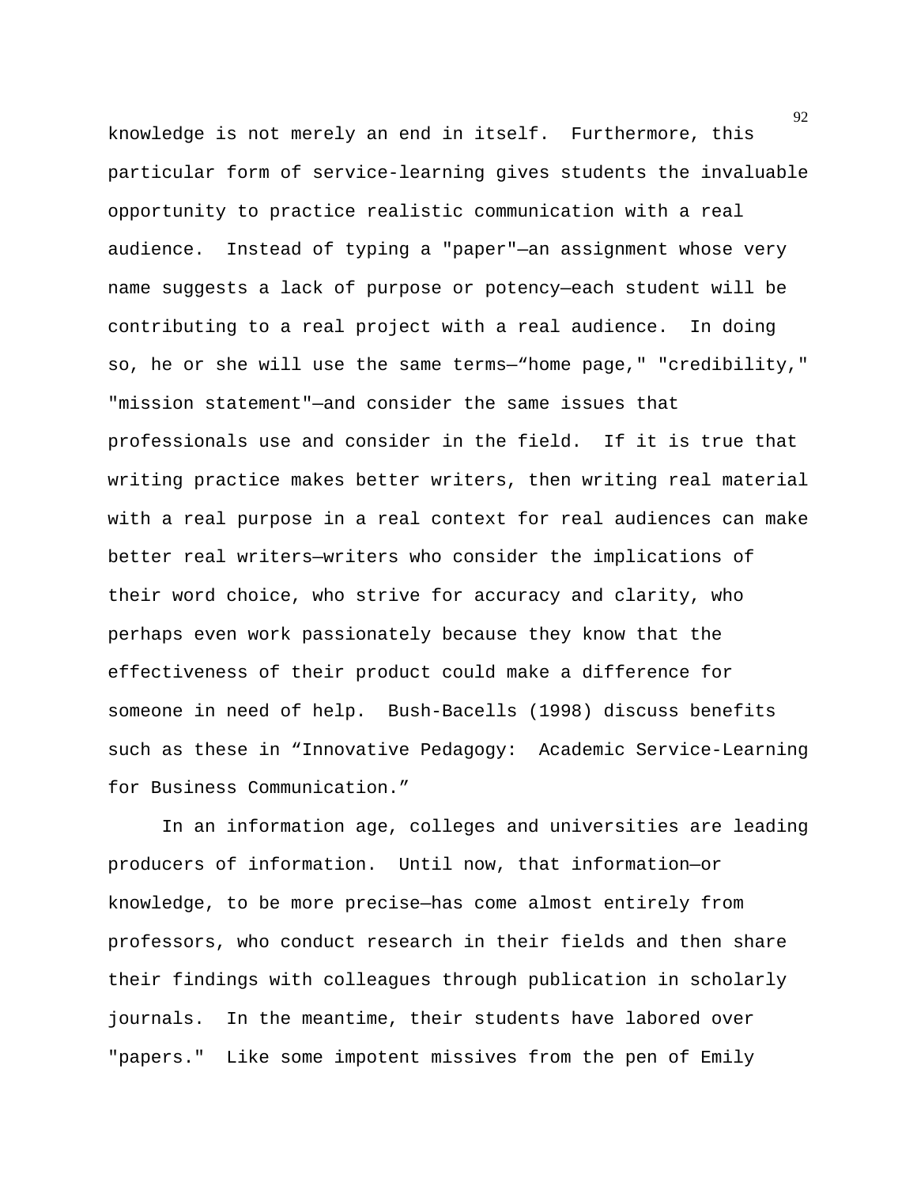knowledge is not merely an end in itself. Furthermore, this particular form of service-learning gives students the invaluable opportunity to practice realistic communication with a real audience. Instead of typing a "paper"—an assignment whose very name suggests a lack of purpose or potency—each student will be contributing to a real project with a real audience. In doing so, he or she will use the same terms—"home page," "credibility," "mission statement"—and consider the same issues that professionals use and consider in the field. If it is true that writing practice makes better writers, then writing real material with a real purpose in a real context for real audiences can make better real writers—writers who consider the implications of their word choice, who strive for accuracy and clarity, who perhaps even work passionately because they know that the effectiveness of their product could make a difference for someone in need of help. Bush-Bacells (1998) discuss benefits such as these in "Innovative Pedagogy: Academic Service-Learning for Business Communication."

In an information age, colleges and universities are leading producers of information. Until now, that information—or knowledge, to be more precise—has come almost entirely from professors, who conduct research in their fields and then share their findings with colleagues through publication in scholarly journals. In the meantime, their students have labored over "papers." Like some impotent missives from the pen of Emily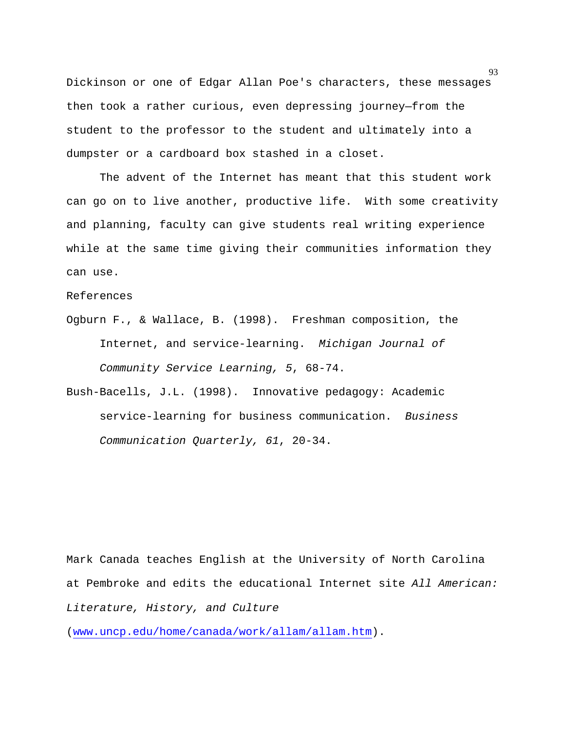Dickinson or one of Edgar Allan Poe's characters, these messages then took a rather curious, even depressing journey—from the student to the professor to the student and ultimately into a dumpster or a cardboard box stashed in a closet.

The advent of the Internet has meant that this student work can go on to live another, productive life. With some creativity and planning, faculty can give students real writing experience while at the same time giving their communities information they can use.

References

Ogburn F., & Wallace, B. (1998). Freshman composition, the Internet, and service-learning. *Michigan Journal of Community Service Learning, 5*, 68-74.

Bush-Bacells, J.L. (1998). Innovative pedagogy: Academic service-learning for business communication. *Business Communication Quarterly, 61*, 20-34.

Mark Canada teaches English at the University of North Carolina at Pembroke and edits the educational Internet site *All American: Literature, History, and Culture* (www.uncp.edu/home/canada/work/allam/allam.htm).